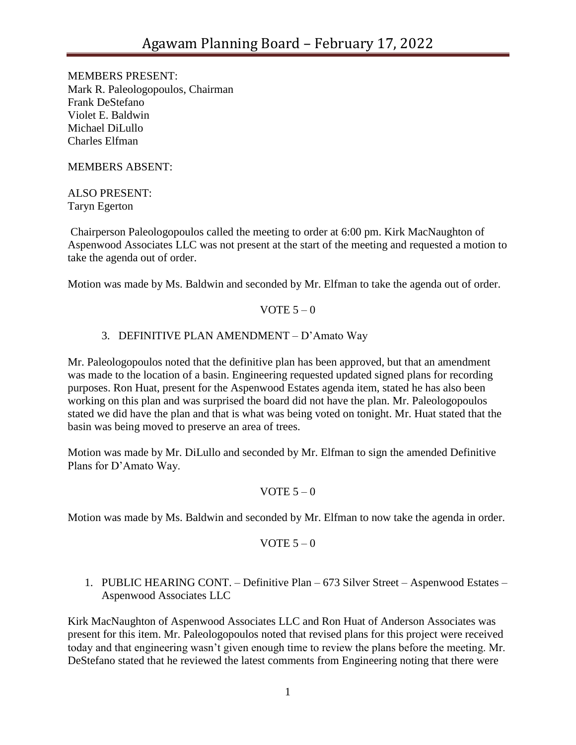# Agawam Planning Board – February 17, 2022

MEMBERS PRESENT:
Mark R. Paleologopoulos, Chairman
Frank DeStefano
Violet E. Baldwin
Michael DiLullo
Charles Elfman

MEMBERS ABSENT:

ALSO PRESENT:
Taryn Egerton

Chairperson Paleologopoulos called the meeting to order at 6:00 pm. Kirk MacNaughton of Aspenwood Associates LLC was not present at the start of the meeting and requested a motion to take the agenda out of order.

Motion was made by Ms. Baldwin and seconded by Mr. Elfman to take the agenda out of order.

VOTE 5 – 0

3. DEFINITIVE PLAN AMENDMENT – D'Amato Way

Mr. Paleologopoulos noted that the definitive plan has been approved, but that an amendment was made to the location of a basin. Engineering requested updated signed plans for recording purposes. Ron Huat, present for the Aspenwood Estates agenda item, stated he has also been working on this plan and was surprised the board did not have the plan. Mr. Paleologopoulos stated we did have the plan and that is what was being voted on tonight. Mr. Huat stated that the basin was being moved to preserve an area of trees.

Motion was made by Mr. DiLullo and seconded by Mr. Elfman to sign the amended Definitive Plans for D'Amato Way.

VOTE 5 – 0

Motion was made by Ms. Baldwin and seconded by Mr. Elfman to now take the agenda in order.

VOTE 5 – 0

1. PUBLIC HEARING CONT. – Definitive Plan – 673 Silver Street – Aspenwood Estates – Aspenwood Associates LLC

Kirk MacNaughton of Aspenwood Associates LLC and Ron Huat of Anderson Associates was present for this item. Mr. Paleologopoulos noted that revised plans for this project were received today and that engineering wasn't given enough time to review the plans before the meeting. Mr. DeStefano stated that he reviewed the latest comments from Engineering noting that there were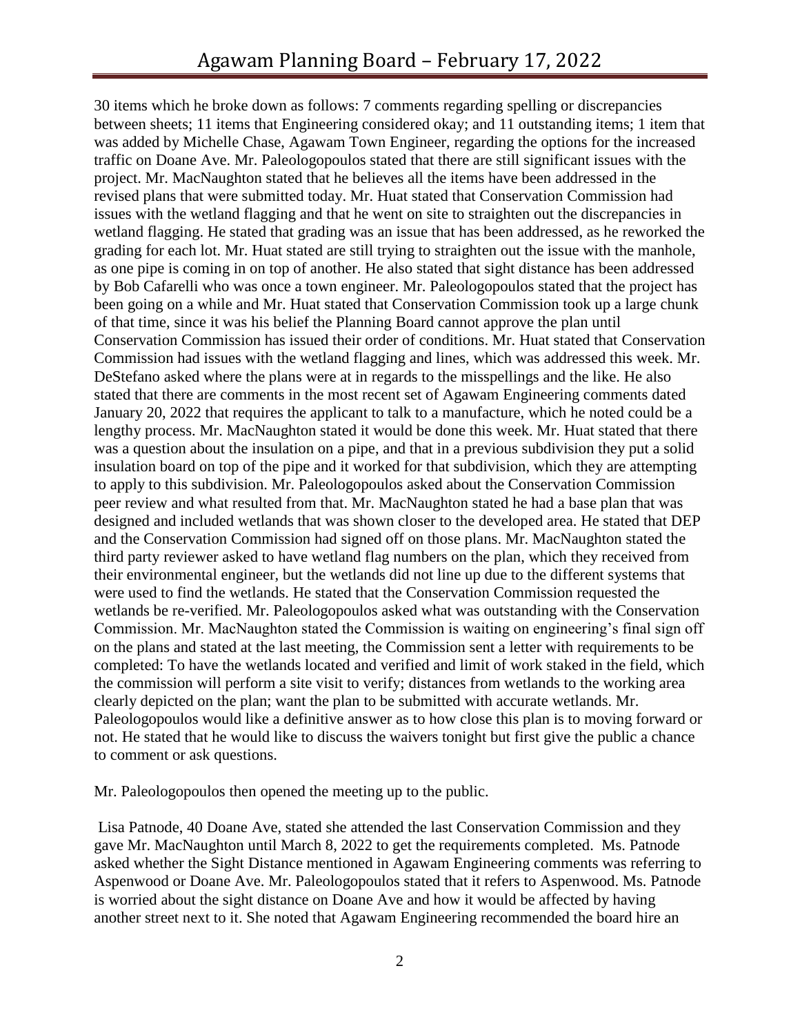30 items which he broke down as follows: 7 comments regarding spelling or discrepancies between sheets; 11 items that Engineering considered okay; and 11 outstanding items; 1 item that was added by Michelle Chase, Agawam Town Engineer, regarding the options for the increased traffic on Doane Ave. Mr. Paleologopoulos stated that there are still significant issues with the project. Mr. MacNaughton stated that he believes all the items have been addressed in the revised plans that were submitted today. Mr. Huat stated that Conservation Commission had issues with the wetland flagging and that he went on site to straighten out the discrepancies in wetland flagging. He stated that grading was an issue that has been addressed, as he reworked the grading for each lot. Mr. Huat stated are still trying to straighten out the issue with the manhole, as one pipe is coming in on top of another. He also stated that sight distance has been addressed by Bob Cafarelli who was once a town engineer. Mr. Paleologopoulos stated that the project has been going on a while and Mr. Huat stated that Conservation Commission took up a large chunk of that time, since it was his belief the Planning Board cannot approve the plan until Conservation Commission has issued their order of conditions. Mr. Huat stated that Conservation Commission had issues with the wetland flagging and lines, which was addressed this week. Mr. DeStefano asked where the plans were at in regards to the misspellings and the like. He also stated that there are comments in the most recent set of Agawam Engineering comments dated January 20, 2022 that requires the applicant to talk to a manufacture, which he noted could be a lengthy process. Mr. MacNaughton stated it would be done this week. Mr. Huat stated that there was a question about the insulation on a pipe, and that in a previous subdivision they put a solid insulation board on top of the pipe and it worked for that subdivision, which they are attempting to apply to this subdivision. Mr. Paleologopoulos asked about the Conservation Commission peer review and what resulted from that. Mr. MacNaughton stated he had a base plan that was designed and included wetlands that was shown closer to the developed area. He stated that DEP and the Conservation Commission had signed off on those plans. Mr. MacNaughton stated the third party reviewer asked to have wetland flag numbers on the plan, which they received from their environmental engineer, but the wetlands did not line up due to the different systems that were used to find the wetlands. He stated that the Conservation Commission requested the wetlands be re-verified. Mr. Paleologopoulos asked what was outstanding with the Conservation Commission. Mr. MacNaughton stated the Commission is waiting on engineering's final sign off on the plans and stated at the last meeting, the Commission sent a letter with requirements to be completed: To have the wetlands located and verified and limit of work staked in the field, which the commission will perform a site visit to verify; distances from wetlands to the working area clearly depicted on the plan; want the plan to be submitted with accurate wetlands. Mr. Paleologopoulos would like a definitive answer as to how close this plan is to moving forward or not. He stated that he would like to discuss the waivers tonight but first give the public a chance to comment or ask questions.

Mr. Paleologopoulos then opened the meeting up to the public.

Lisa Patnode, 40 Doane Ave, stated she attended the last Conservation Commission and they gave Mr. MacNaughton until March 8, 2022 to get the requirements completed. Ms. Patnode asked whether the Sight Distance mentioned in Agawam Engineering comments was referring to Aspenwood or Doane Ave. Mr. Paleologopoulos stated that it refers to Aspenwood. Ms. Patnode is worried about the sight distance on Doane Ave and how it would be affected by having another street next to it. She noted that Agawam Engineering recommended the board hire an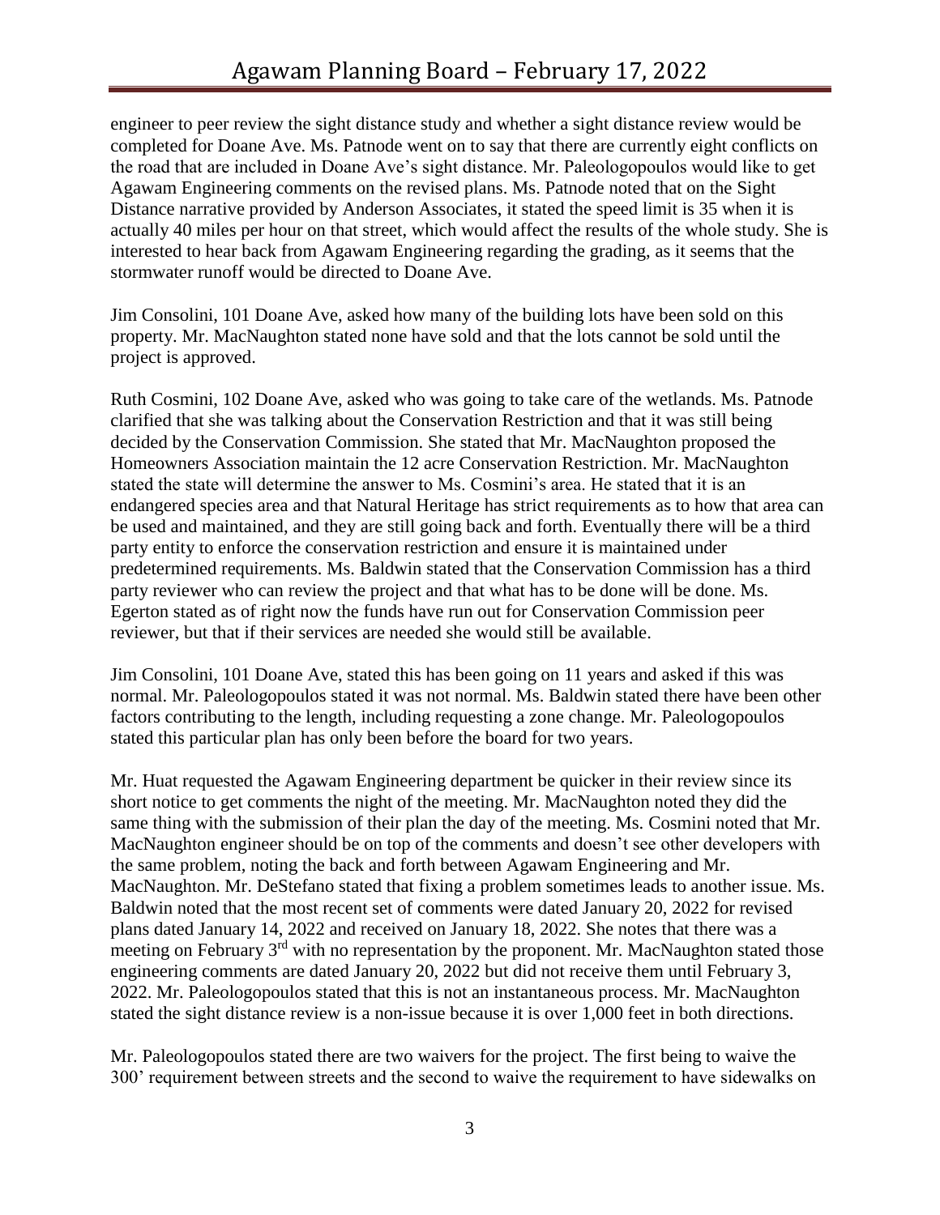engineer to peer review the sight distance study and whether a sight distance review would be completed for Doane Ave. Ms. Patnode went on to say that there are currently eight conflicts on the road that are included in Doane Ave's sight distance. Mr. Paleologopoulos would like to get Agawam Engineering comments on the revised plans. Ms. Patnode noted that on the Sight Distance narrative provided by Anderson Associates, it stated the speed limit is 35 when it is actually 40 miles per hour on that street, which would affect the results of the whole study. She is interested to hear back from Agawam Engineering regarding the grading, as it seems that the stormwater runoff would be directed to Doane Ave.

Jim Consolini, 101 Doane Ave, asked how many of the building lots have been sold on this property. Mr. MacNaughton stated none have sold and that the lots cannot be sold until the project is approved.

Ruth Cosmini, 102 Doane Ave, asked who was going to take care of the wetlands. Ms. Patnode clarified that she was talking about the Conservation Restriction and that it was still being decided by the Conservation Commission. She stated that Mr. MacNaughton proposed the Homeowners Association maintain the 12 acre Conservation Restriction. Mr. MacNaughton stated the state will determine the answer to Ms. Cosmini's area. He stated that it is an endangered species area and that Natural Heritage has strict requirements as to how that area can be used and maintained, and they are still going back and forth. Eventually there will be a third party entity to enforce the conservation restriction and ensure it is maintained under predetermined requirements. Ms. Baldwin stated that the Conservation Commission has a third party reviewer who can review the project and that what has to be done will be done. Ms. Egerton stated as of right now the funds have run out for Conservation Commission peer reviewer, but that if their services are needed she would still be available.

Jim Consolini, 101 Doane Ave, stated this has been going on 11 years and asked if this was normal. Mr. Paleologopoulos stated it was not normal. Ms. Baldwin stated there have been other factors contributing to the length, including requesting a zone change. Mr. Paleologopoulos stated this particular plan has only been before the board for two years.

Mr. Huat requested the Agawam Engineering department be quicker in their review since its short notice to get comments the night of the meeting. Mr. MacNaughton noted they did the same thing with the submission of their plan the day of the meeting. Ms. Cosmini noted that Mr. MacNaughton engineer should be on top of the comments and doesn't see other developers with the same problem, noting the back and forth between Agawam Engineering and Mr. MacNaughton. Mr. DeStefano stated that fixing a problem sometimes leads to another issue. Ms. Baldwin noted that the most recent set of comments were dated January 20, 2022 for revised plans dated January 14, 2022 and received on January 18, 2022. She notes that there was a meeting on February 3rd with no representation by the proponent. Mr. MacNaughton stated those engineering comments are dated January 20, 2022 but did not receive them until February 3, 2022. Mr. Paleologopoulos stated that this is not an instantaneous process. Mr. MacNaughton stated the sight distance review is a non-issue because it is over 1,000 feet in both directions.

Mr. Paleologopoulos stated there are two waivers for the project. The first being to waive the 300' requirement between streets and the second to waive the requirement to have sidewalks on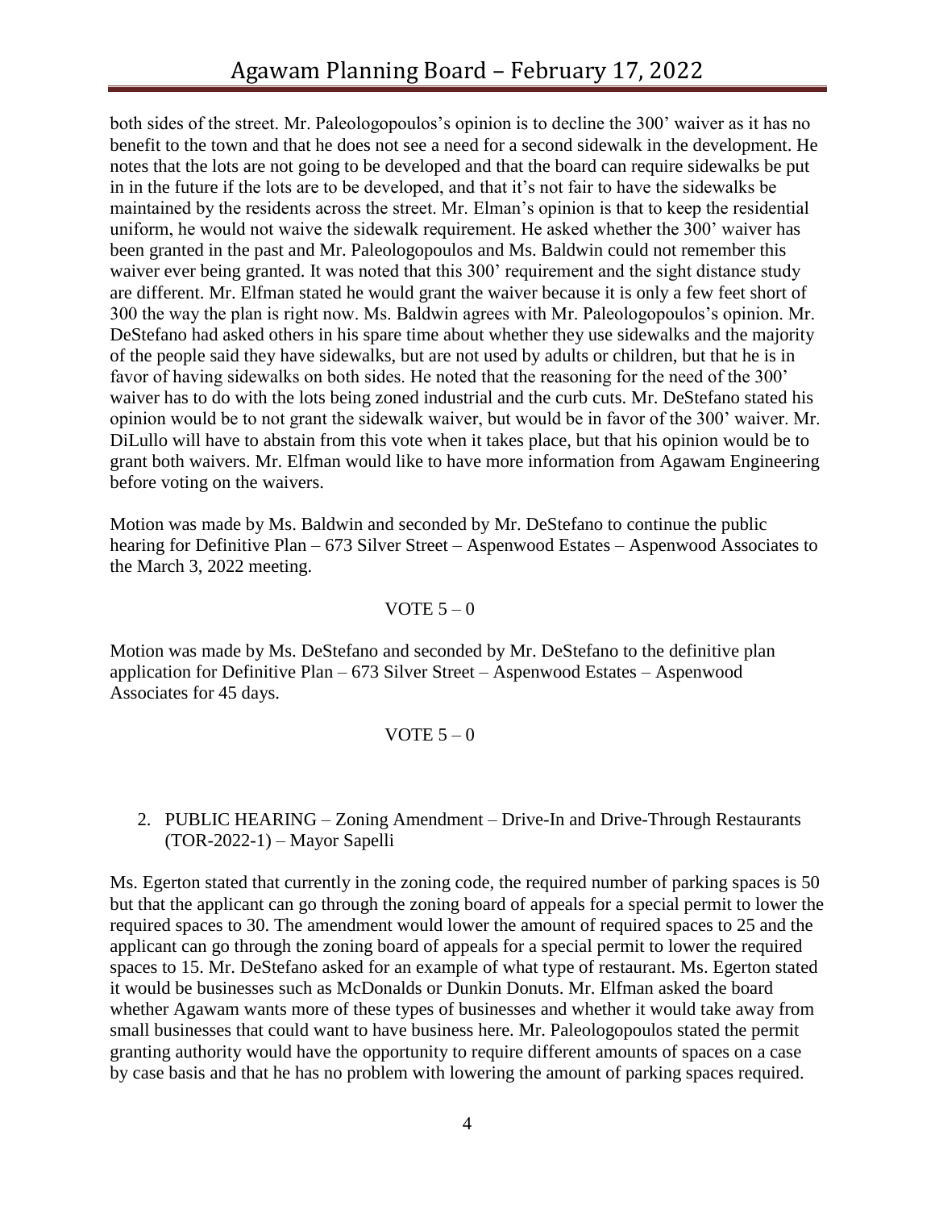both sides of the street. Mr. Paleologopoulos's opinion is to decline the 300' waiver as it has no benefit to the town and that he does not see a need for a second sidewalk in the development. He notes that the lots are not going to be developed and that the board can require sidewalks be put in in the future if the lots are to be developed, and that it's not fair to have the sidewalks be maintained by the residents across the street. Mr. Elman's opinion is that to keep the residential uniform, he would not waive the sidewalk requirement. He asked whether the 300' waiver has been granted in the past and Mr. Paleologopoulos and Ms. Baldwin could not remember this waiver ever being granted. It was noted that this 300' requirement and the sight distance study are different. Mr. Elfman stated he would grant the waiver because it is only a few feet short of 300 the way the plan is right now. Ms. Baldwin agrees with Mr. Paleologopoulos's opinion. Mr. DeStefano had asked others in his spare time about whether they use sidewalks and the majority of the people said they have sidewalks, but are not used by adults or children, but that he is in favor of having sidewalks on both sides. He noted that the reasoning for the need of the 300' waiver has to do with the lots being zoned industrial and the curb cuts. Mr. DeStefano stated his opinion would be to not grant the sidewalk waiver, but would be in favor of the 300' waiver. Mr. DiLullo will have to abstain from this vote when it takes place, but that his opinion would be to grant both waivers. Mr. Elfman would like to have more information from Agawam Engineering before voting on the waivers.

Motion was made by Ms. Baldwin and seconded by Mr. DeStefano to continue the public hearing for Definitive Plan – 673 Silver Street – Aspenwood Estates – Aspenwood Associates to the March 3, 2022 meeting.

VOTE 5 – 0

Motion was made by Ms. DeStefano and seconded by Mr. DeStefano to the definitive plan application for Definitive Plan – 673 Silver Street – Aspenwood Estates – Aspenwood Associates for 45 days.

VOTE 5 – 0

2. PUBLIC HEARING – Zoning Amendment – Drive-In and Drive-Through Restaurants (TOR-2022-1) – Mayor Sapelli

Ms. Egerton stated that currently in the zoning code, the required number of parking spaces is 50 but that the applicant can go through the zoning board of appeals for a special permit to lower the required spaces to 30. The amendment would lower the amount of required spaces to 25 and the applicant can go through the zoning board of appeals for a special permit to lower the required spaces to 15. Mr. DeStefano asked for an example of what type of restaurant. Ms. Egerton stated it would be businesses such as McDonalds or Dunkin Donuts. Mr. Elfman asked the board whether Agawam wants more of these types of businesses and whether it would take away from small businesses that could want to have business here. Mr. Paleologopoulos stated the permit granting authority would have the opportunity to require different amounts of spaces on a case by case basis and that he has no problem with lowering the amount of parking spaces required.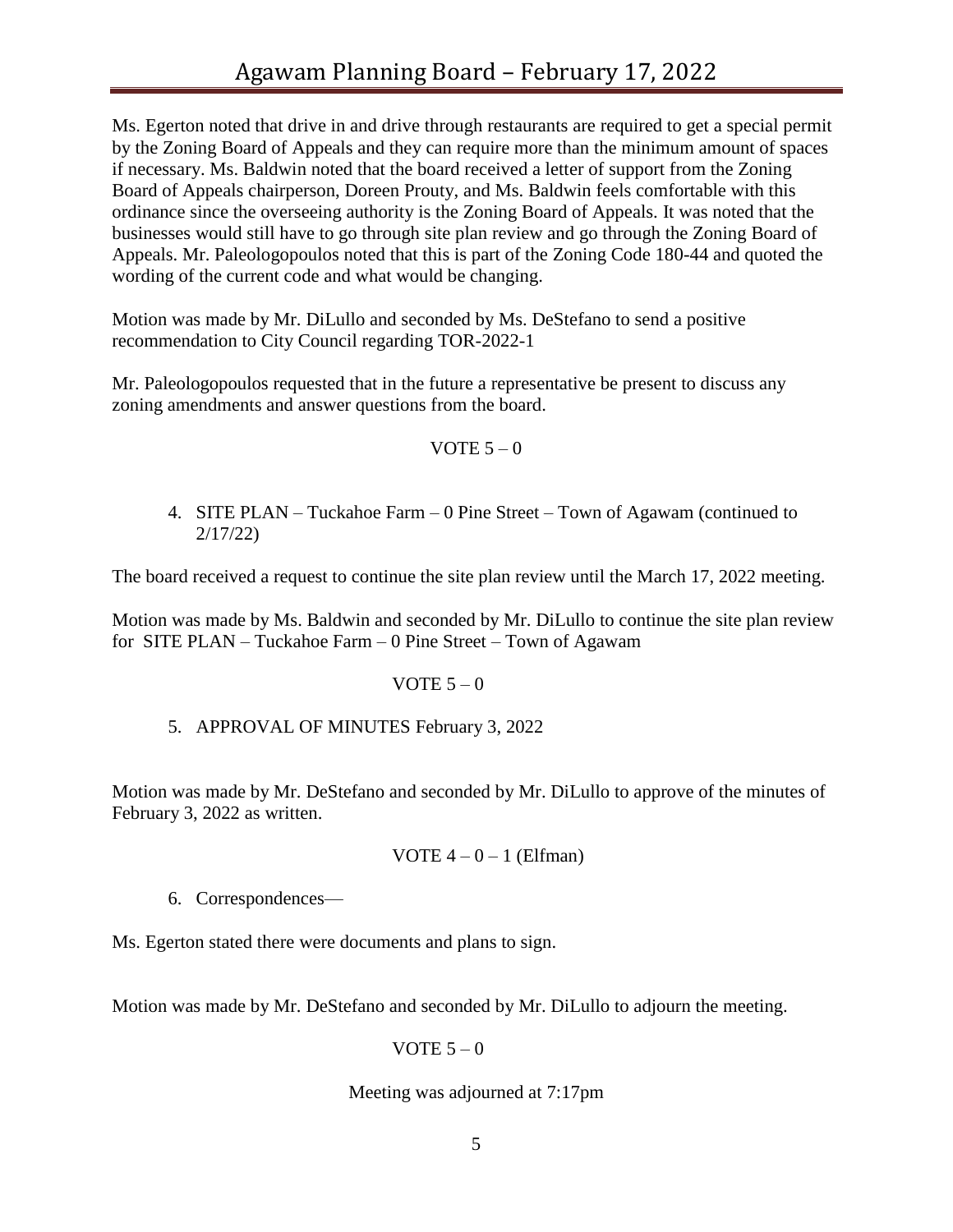Ms. Egerton noted that drive in and drive through restaurants are required to get a special permit by the Zoning Board of Appeals and they can require more than the minimum amount of spaces if necessary. Ms. Baldwin noted that the board received a letter of support from the Zoning Board of Appeals chairperson, Doreen Prouty, and Ms. Baldwin feels comfortable with this ordinance since the overseeing authority is the Zoning Board of Appeals. It was noted that the businesses would still have to go through site plan review and go through the Zoning Board of Appeals. Mr. Paleologopoulos noted that this is part of the Zoning Code 180-44 and quoted the wording of the current code and what would be changing.

Motion was made by Mr. DiLullo and seconded by Ms. DeStefano to send a positive recommendation to City Council regarding TOR-2022-1

Mr. Paleologopoulos requested that in the future a representative be present to discuss any zoning amendments and answer questions from the board.

VOTE 5 – 0

4. SITE PLAN – Tuckahoe Farm – 0 Pine Street – Town of Agawam (continued to 2/17/22)

The board received a request to continue the site plan review until the March 17, 2022 meeting.

Motion was made by Ms. Baldwin and seconded by Mr. DiLullo to continue the site plan review for SITE PLAN – Tuckahoe Farm – 0 Pine Street – Town of Agawam

VOTE 5 – 0

5. APPROVAL OF MINUTES February 3, 2022

Motion was made by Mr. DeStefano and seconded by Mr. DiLullo to approve of the minutes of February 3, 2022 as written.

VOTE 4 – 0 – 1 (Elfman)

6. Correspondences—

Ms. Egerton stated there were documents and plans to sign.

Motion was made by Mr. DeStefano and seconded by Mr. DiLullo to adjourn the meeting.

VOTE 5 – 0

Meeting was adjourned at 7:17pm